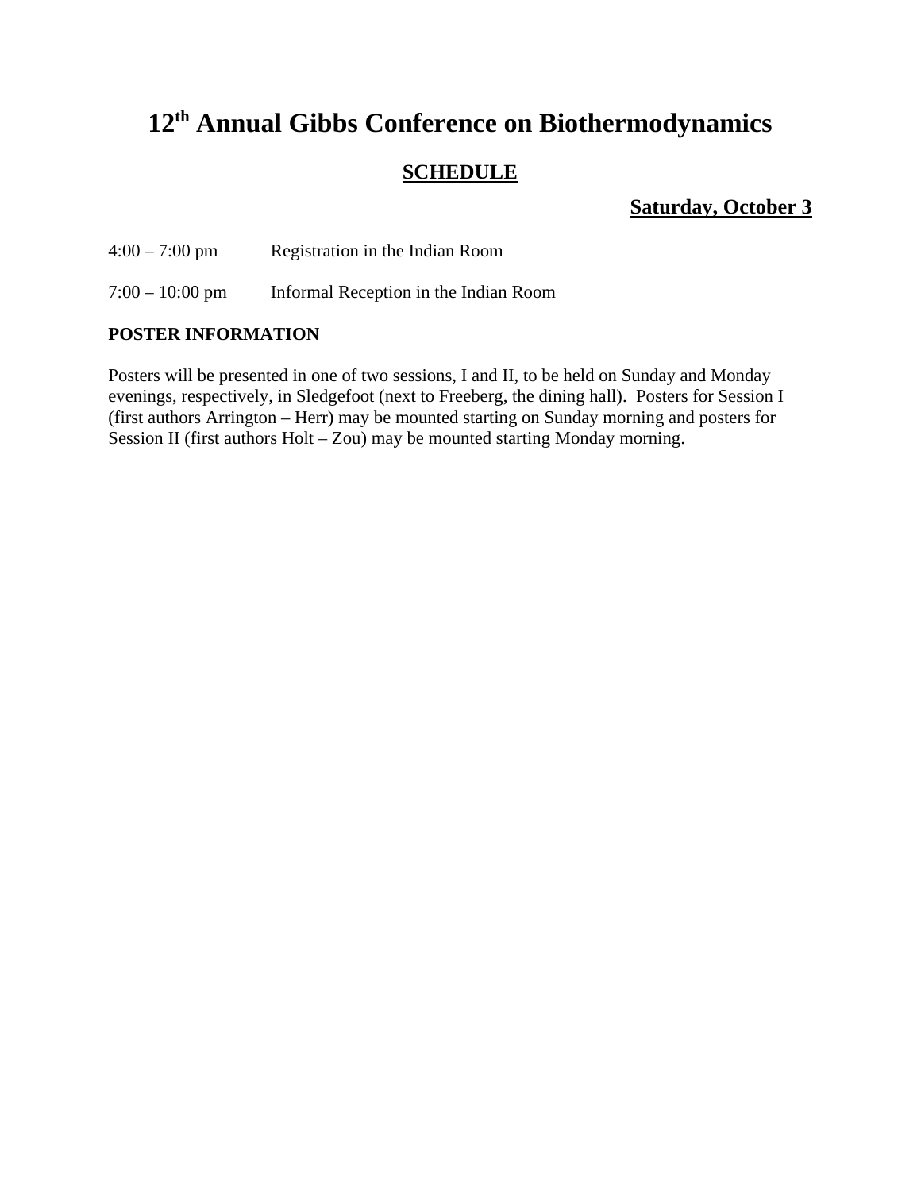# 12th Annual Gibbs Conference on Biothermodynamics

## SCHEDULE

### Saturday, October 3

4:00 – 7:00 pm Registration in the Indian Room

7:00 – 10:00 pm Informal Reception in the Indian Room

**POSTER INFORMATION**

Posters will be presented in one of two sessions, I and II, to be held on Sunday and Monday evenings, respectively, in Sledgefoot (next to Freeberg, the dining hall). Posters for Session I (first authors Arrington – Herr) may be mounted starting on Sunday morning and posters for Session II (first authors Holt – Zou) may be mounted starting Monday morning.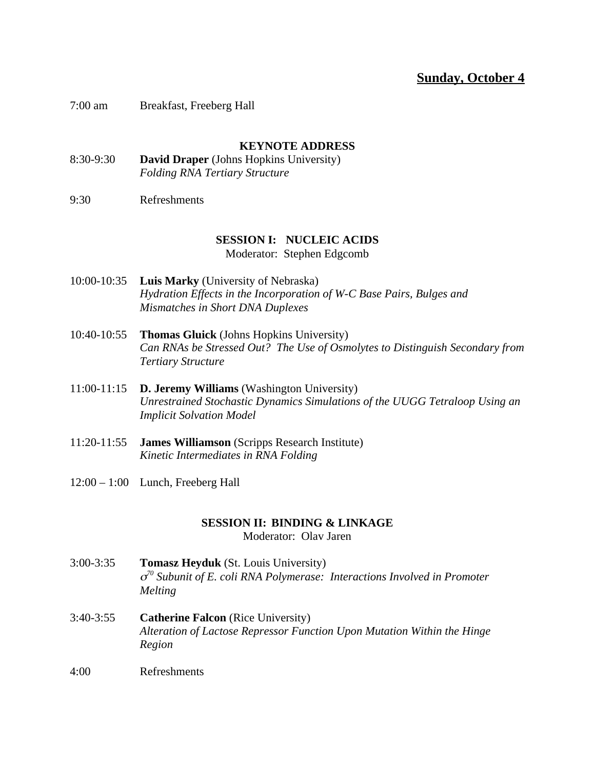## Sunday, October 4

7:00 am Breakfast, Freeberg Hall

### KEYNOTE ADDRESS

8:30-9:30 **David Draper** (Johns Hopkins University)
*Folding RNA Tertiary Structure*

9:30 Refreshments

### SESSION I: NUCLEIC ACIDS

Moderator: Stephen Edgcomb

10:00-10:35 **Luis Marky** (University of Nebraska)
*Hydration Effects in the Incorporation of W-C Base Pairs, Bulges and Mismatches in Short DNA Duplexes*

10:40-10:55 **Thomas Gluick** (Johns Hopkins University)
*Can RNAs be Stressed Out? The Use of Osmolytes to Distinguish Secondary from Tertiary Structure*

11:00-11:15 **D. Jeremy Williams** (Washington University)
*Unrestrained Stochastic Dynamics Simulations of the UUGG Tetraloop Using an Implicit Solvation Model*

11:20-11:55 **James Williamson** (Scripps Research Institute)
*Kinetic Intermediates in RNA Folding*

12:00 – 1:00 Lunch, Freeberg Hall

### SESSION II: BINDING & LINKAGE

Moderator: Olav Jaren

3:00-3:35 **Tomasz Heyduk** (St. Louis University)
*$\sigma^{70}$ Subunit of E. coli RNA Polymerase: Interactions Involved in Promoter Melting*

3:40-3:55 **Catherine Falcon** (Rice University)
*Alteration of Lactose Repressor Function Upon Mutation Within the Hinge Region*

4:00 Refreshments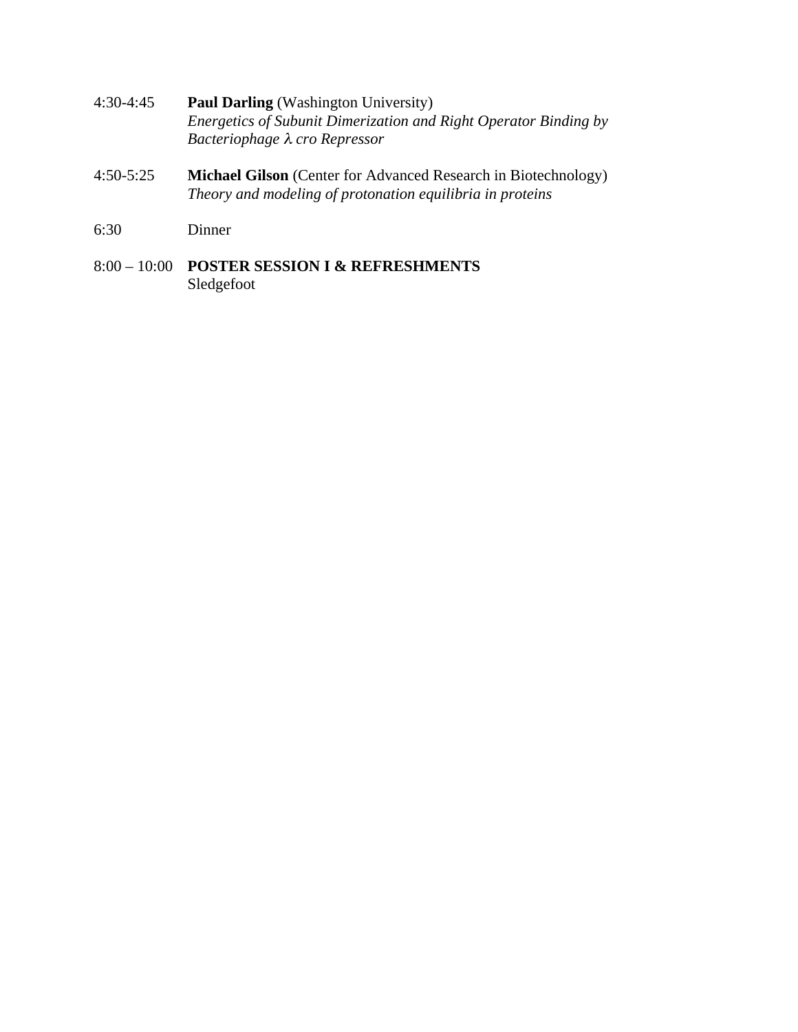4:30-4:45 **Paul Darling** (Washington University)
*Energetics of Subunit Dimerization and Right Operator Binding by Bacteriophage $\lambda$ cro Repressor*

4:50-5:25 **Michael Gilson** (Center for Advanced Research in Biotechnology)
*Theory and modeling of protonation equilibria in proteins*

6:30 Dinner

8:00 – 10:00 **POSTER SESSION I & REFRESHMENTS**
Sledgefoot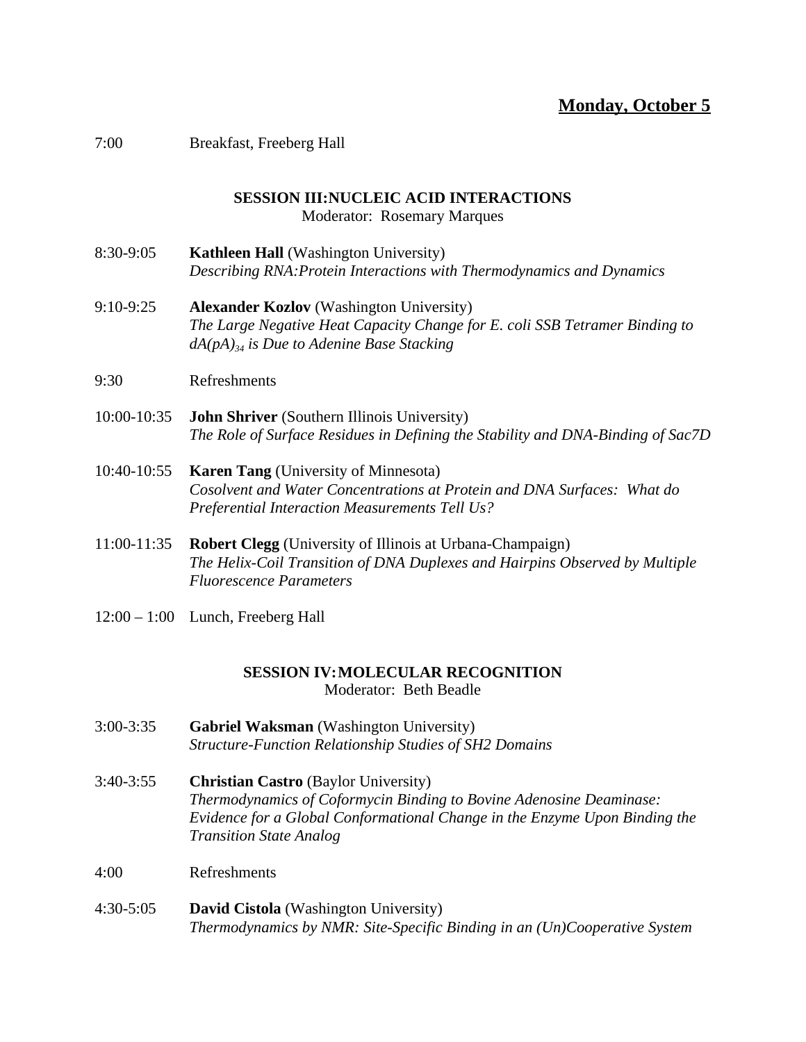## Monday, October 5

7:00 Breakfast, Freeberg Hall

### SESSION III: NUCLEIC ACID INTERACTIONS

Moderator: Rosemary Marques

8:30-9:05 **Kathleen Hall** (Washington University)
*Describing RNA:Protein Interactions with Thermodynamics and Dynamics*

9:10-9:25 **Alexander Kozlov** (Washington University)
*The Large Negative Heat Capacity Change for E. coli SSB Tetramer Binding to $dA(pA)_{34}$ is Due to Adenine Base Stacking*

9:30 Refreshments

10:00-10:35 **John Shriver** (Southern Illinois University)
*The Role of Surface Residues in Defining the Stability and DNA-Binding of Sac7D*

10:40-10:55 **Karen Tang** (University of Minnesota)
*Cosolvent and Water Concentrations at Protein and DNA Surfaces: What do Preferential Interaction Measurements Tell Us?*

11:00-11:35 **Robert Clegg** (University of Illinois at Urbana-Champaign)
*The Helix-Coil Transition of DNA Duplexes and Hairpins Observed by Multiple Fluorescence Parameters*

12:00 – 1:00 Lunch, Freeberg Hall

### SESSION IV: MOLECULAR RECOGNITION

Moderator: Beth Beadle

3:00-3:35 **Gabriel Waksman** (Washington University)
*Structure-Function Relationship Studies of SH2 Domains*

3:40-3:55 **Christian Castro** (Baylor University)
*Thermodynamics of Coformycin Binding to Bovine Adenosine Deaminase: Evidence for a Global Conformational Change in the Enzyme Upon Binding the Transition State Analog*

4:00 Refreshments

4:30-5:05 **David Cistola** (Washington University)
*Thermodynamics by NMR: Site-Specific Binding in an (Un)Cooperative System*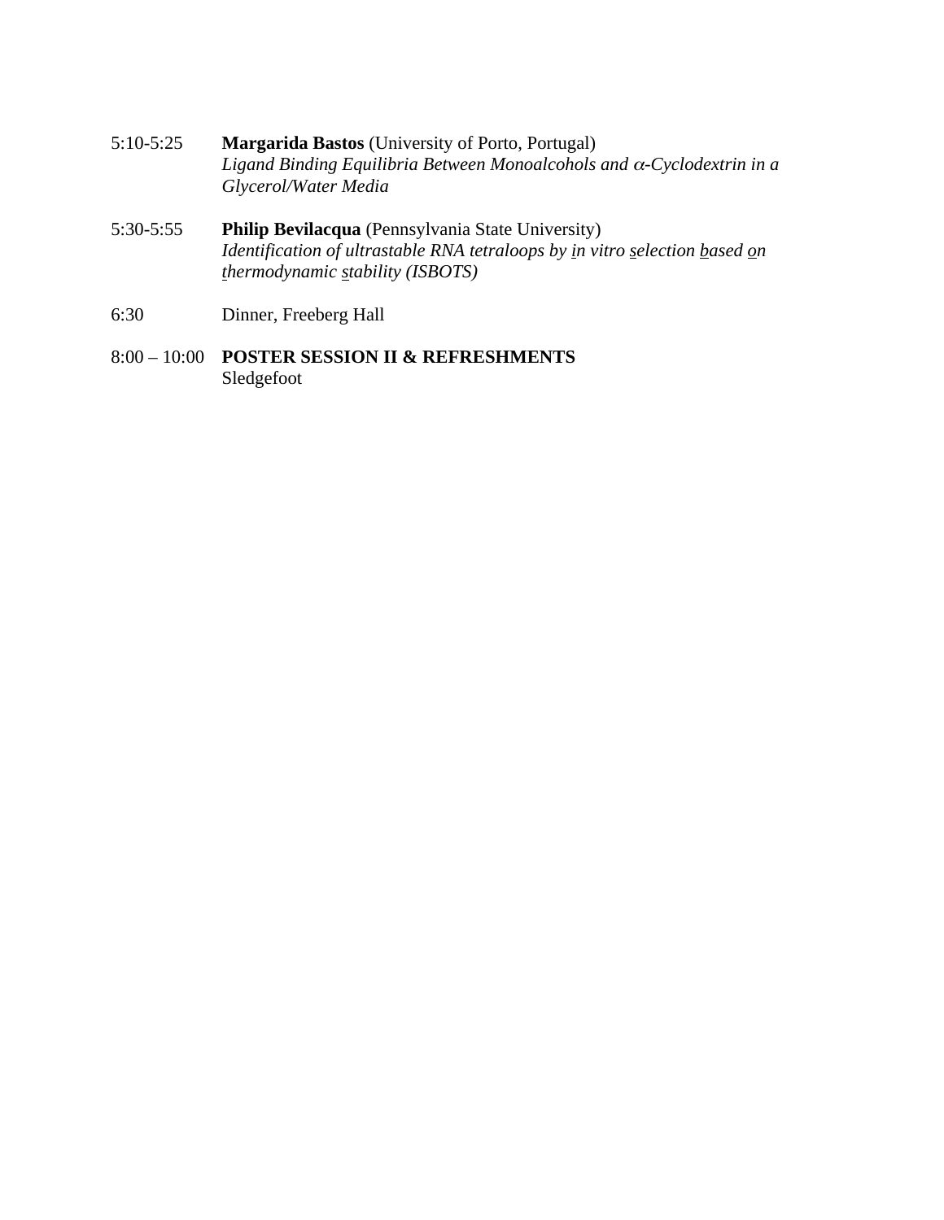5:10-5:25 **Margarida Bastos** (University of Porto, Portugal)
*Ligand Binding Equilibria Between Monoalcohols and $\alpha$-Cyclodextrin in a Glycerol/Water Media*

5:30-5:55 **Philip Bevilacqua** (Pennsylvania State University)
*Identification of ultrastable RNA tetraloops by <u>i</u>n vitro <u>s</u>election <u>b</u>ased <u>o</u>n <u>t</u>hermodynamic <u>s</u>tability (ISBOTS)*

6:30 Dinner, Freeberg Hall

8:00 – 10:00 **POSTER SESSION II & REFRESHMENTS**
Sledgefoot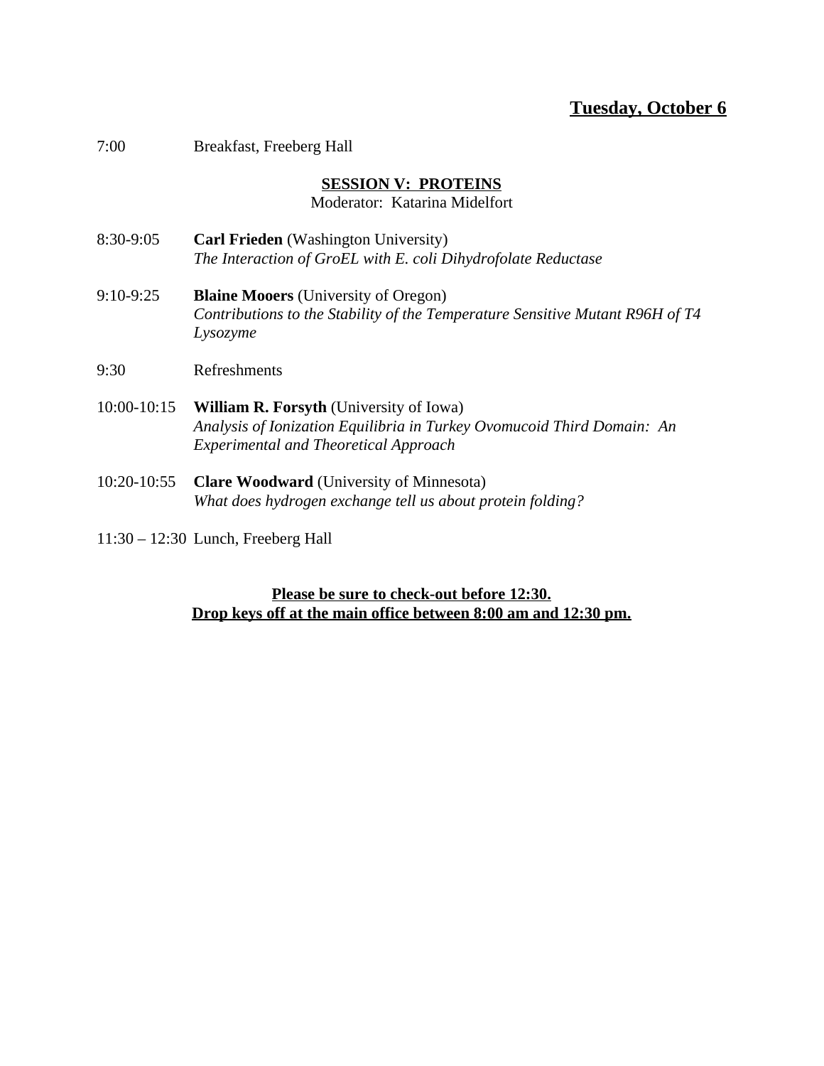## Tuesday, October 6

7:00 Breakfast, Freeberg Hall

### SESSION V: PROTEINS

Moderator: Katarina Midelfort

8:30-9:05 **Carl Frieden** (Washington University)
*The Interaction of GroEL with E. coli Dihydrofolate Reductase*

9:10-9:25 **Blaine Mooers** (University of Oregon)
*Contributions to the Stability of the Temperature Sensitive Mutant R96H of T4 Lysozyme*

9:30 Refreshments

10:00-10:15 **William R. Forsyth** (University of Iowa)
*Analysis of Ionization Equilibria in Turkey Ovomucoid Third Domain: An Experimental and Theoretical Approach*

10:20-10:55 **Clare Woodward** (University of Minnesota)
*What does hydrogen exchange tell us about protein folding?*

11:30 – 12:30 Lunch, Freeberg Hall

**Please be sure to check-out before 12:30.**
**Drop keys off at the main office between 8:00 am and 12:30 pm.**